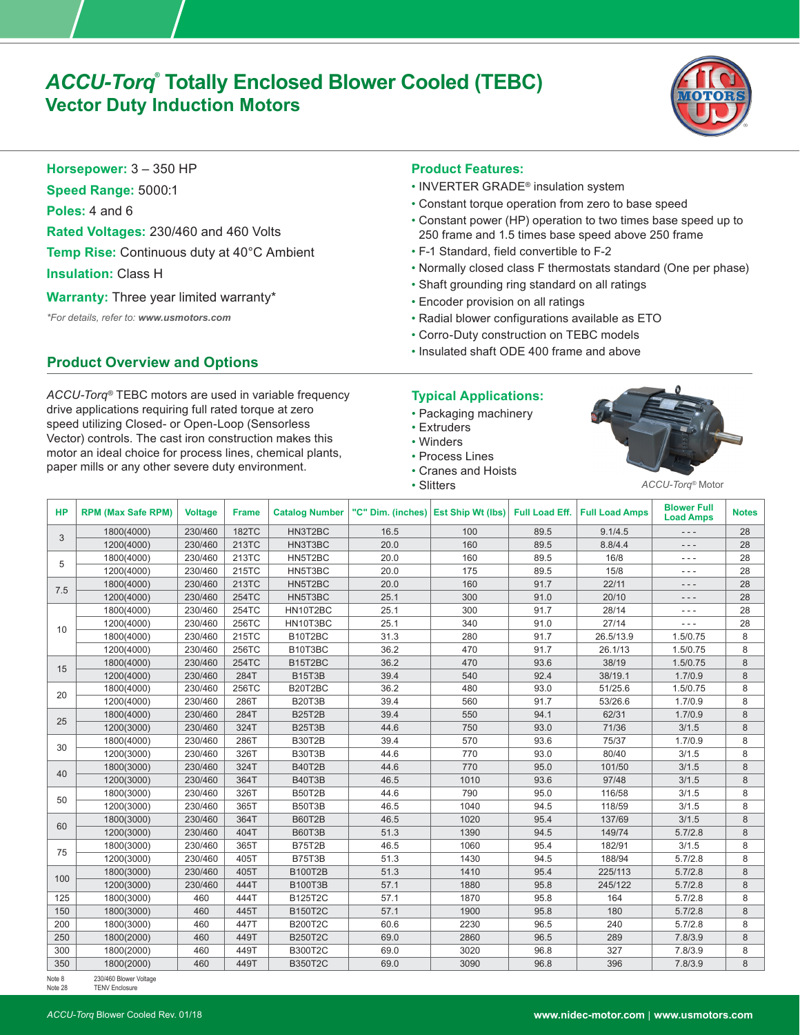# *ACCU-Torq*® Totally Enclosed Blower Cooled (TEBC)

## Vector Duty Induction Motors

**Horsepower:** 3 – 350 HP

**Speed Range:** 5000:1

**Poles:** 4 and 6

**Rated Voltages:** 230/460 and 460 Volts

**Temp Rise:** Continuous duty at 40°C Ambient

**Insulation:** Class H

**Warranty:** Three year limited warranty*

*\*For details, refer to: **www.usmotors.com***

## Product Overview and Options

*ACCU-Torq*® TEBC motors are used in variable frequency drive applications requiring full rated torque at zero speed utilizing Closed- or Open-Loop (Sensorless Vector) controls. The cast iron construction makes this motor an ideal choice for process lines, chemical plants, paper mills or any other severe duty environment.

## Product Features:

- INVERTER GRADE® insulation system
- Constant torque operation from zero to base speed
- Constant power (HP) operation to two times base speed up to 250 frame and 1.5 times base speed above 250 frame
- F-1 Standard, field convertible to F-2
- Normally closed class F thermostats standard (One per phase)
- Shaft grounding ring standard on all ratings
- Encoder provision on all ratings
- Radial blower configurations available as ETO
- Corro-Duty construction on TEBC models
- Insulated shaft ODE 400 frame and above

## Typical Applications:

- Packaging machinery
- Extruders
- Winders
- Process Lines
- Cranes and Hoists
- Slitters

*ACCU-Torq*® Motor

| HP | RPM (Max Safe RPM) | Voltage | Frame | Catalog Number | "C" Dim. (inches) | Est Ship Wt (lbs) | Full Load Eff. | Full Load Amps | Blower Full Load Amps | Notes |
|---|---|---|---|---|---|---|---|---|---|---|
| 3 | 1800(4000) | 230/460 | 182TC | HN3T2BC | 16.5 | 100 | 89.5 | 9.1/4.5 | - - - | 28 |
| | 1200(4000) | 230/460 | 213TC | HN3T3BC | 20.0 | 160 | 89.5 | 8.8/4.4 | - - - | 28 |
| 5 | 1800(4000) | 230/460 | 213TC | HN5T2BC | 20.0 | 160 | 89.5 | 16/8 | - - - | 28 |
| | 1200(4000) | 230/460 | 215TC | HN5T3BC | 20.0 | 175 | 89.5 | 15/8 | - - - | 28 |
| 7.5 | 1800(4000) | 230/460 | 213TC | HN5T2BC | 20.0 | 160 | 91.7 | 22/11 | - - - | 28 |
| | 1200(4000) | 230/460 | 254TC | HN5T3BC | 25.1 | 300 | 91.0 | 20/10 | - - - | 28 |
| 10 | 1800(4000) | 230/460 | 254TC | HN10T2BC | 25.1 | 300 | 91.7 | 28/14 | - - - | 28 |
| | 1200(4000) | 230/460 | 256TC | HN10T3BC | 25.1 | 340 | 91.0 | 27/14 | - - - | 28 |
| | 1800(4000) | 230/460 | 215TC | B10T2BC | 31.3 | 280 | 91.7 | 26.5/13.9 | 1.5/0.75 | 8 |
| | 1200(4000) | 230/460 | 256TC | B10T3BC | 36.2 | 470 | 91.7 | 26.1/13 | 1.5/0.75 | 8 |
| 15 | 1800(4000) | 230/460 | 254TC | B15T2BC | 36.2 | 470 | 93.6 | 38/19 | 1.5/0.75 | 8 |
| | 1200(4000) | 230/460 | 284T | B15T3B | 39.4 | 540 | 92.4 | 38/19.1 | 1.7/0.9 | 8 |
| 20 | 1800(4000) | 230/460 | 256TC | B20T2BC | 36.2 | 480 | 93.0 | 51/25.6 | 1.5/0.75 | 8 |
| | 1200(4000) | 230/460 | 286T | B20T3B | 39.4 | 560 | 91.7 | 53/26.6 | 1.7/0.9 | 8 |
| 25 | 1800(4000) | 230/460 | 284T | B25T2B | 39.4 | 550 | 94.1 | 62/31 | 1.7/0.9 | 8 |
| | 1200(3000) | 230/460 | 324T | B25T3B | 44.6 | 750 | 93.0 | 71/36 | 3/1.5 | 8 |
| 30 | 1800(4000) | 230/460 | 286T | B30T2B | 39.4 | 570 | 93.6 | 75/37 | 1.7/0.9 | 8 |
| | 1200(3000) | 230/460 | 326T | B30T3B | 44.6 | 770 | 93.0 | 80/40 | 3/1.5 | 8 |
| 40 | 1800(3000) | 230/460 | 324T | B40T2B | 44.6 | 770 | 95.0 | 101/50 | 3/1.5 | 8 |
| | 1200(3000) | 230/460 | 364T | B40T3B | 46.5 | 1010 | 93.6 | 97/48 | 3/1.5 | 8 |
| 50 | 1800(3000) | 230/460 | 326T | B50T2B | 44.6 | 790 | 95.0 | 116/58 | 3/1.5 | 8 |
| | 1200(3000) | 230/460 | 365T | B50T3B | 46.5 | 1040 | 94.5 | 118/59 | 3/1.5 | 8 |
| 60 | 1800(3000) | 230/460 | 364T | B60T2B | 46.5 | 1020 | 95.4 | 137/69 | 3/1.5 | 8 |
| | 1200(3000) | 230/460 | 404T | B60T3B | 51.3 | 1390 | 94.5 | 149/74 | 5.7/2.8 | 8 |
| 75 | 1800(3000) | 230/460 | 365T | B75T2B | 46.5 | 1060 | 95.4 | 182/91 | 3/1.5 | 8 |
| | 1200(3000) | 230/460 | 405T | B75T3B | 51.3 | 1430 | 94.5 | 188/94 | 5.7/2.8 | 8 |
| 100 | 1800(3000) | 230/460 | 405T | B100T2B | 51.3 | 1410 | 95.4 | 225/113 | 5.7/2.8 | 8 |
| | 1200(3000) | 230/460 | 444T | B100T3B | 57.1 | 1880 | 95.8 | 245/122 | 5.7/2.8 | 8 |
| 125 | 1800(3000) | 460 | 444T | B125T2C | 57.1 | 1870 | 95.8 | 164 | 5.7/2.8 | 8 |
| 150 | 1800(3000) | 460 | 445T | B150T2C | 57.1 | 1900 | 95.8 | 180 | 5.7/2.8 | 8 |
| 200 | 1800(3000) | 460 | 447T | B200T2C | 60.6 | 2230 | 96.5 | 240 | 5.7/2.8 | 8 |
| 250 | 1800(2000) | 460 | 449T | B250T2C | 69.0 | 2860 | 96.5 | 289 | 7.8/3.9 | 8 |
| 300 | 1800(2000) | 460 | 449T | B300T2C | 69.0 | 3020 | 96.8 | 327 | 7.8/3.9 | 8 |
| 350 | 1800(2000) | 460 | 449T | B350T2C | 69.0 | 3090 | 96.8 | 396 | 7.8/3.9 | 8 |

Note 8 230/460 Blower Voltage
Note 28 TENV Enclosure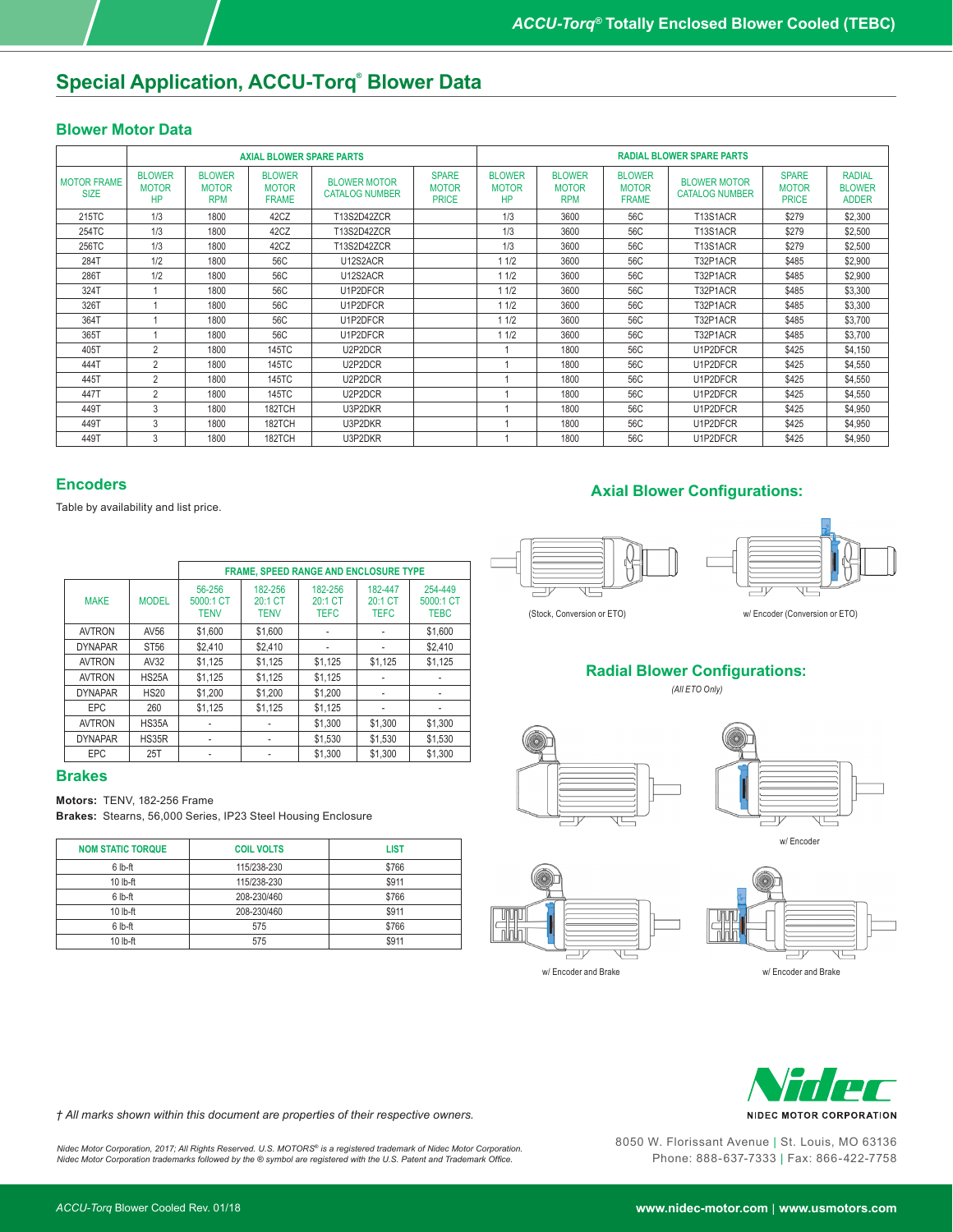# Special Application, ACCU-Torq® Blower Data

## Blower Motor Data

| | AXIAL BLOWER SPARE PARTS | | | | | RADIAL BLOWER SPARE PARTS | | | | | |
|---|---|---|---|---|---|---|---|---|---|---|---|
| MOTOR FRAME SIZE | BLOWER MOTOR HP | BLOWER MOTOR RPM | BLOWER MOTOR FRAME | BLOWER MOTOR CATALOG NUMBER | SPARE MOTOR PRICE | BLOWER MOTOR HP | BLOWER MOTOR RPM | BLOWER MOTOR FRAME | BLOWER MOTOR CATALOG NUMBER | SPARE MOTOR PRICE | RADIAL BLOWER ADDER |
| 215TC | 1/3 | 1800 | 42CZ | T13S2D42ZCR | | 1/3 | 3600 | 56C | T13S1ACR | $279 | $2,300 |
| 254TC | 1/3 | 1800 | 42CZ | T13S2D42ZCR | | 1/3 | 3600 | 56C | T13S1ACR | $279 | $2,500 |
| 256TC | 1/3 | 1800 | 42CZ | T13S2D42ZCR | | 1/3 | 3600 | 56C | T13S1ACR | $279 | $2,500 |
| 284T | 1/2 | 1800 | 56C | U12S2ACR | | 1 1/2 | 3600 | 56C | T32P1ACR | $485 | $2,900 |
| 286T | 1/2 | 1800 | 56C | U12S2ACR | | 1 1/2 | 3600 | 56C | T32P1ACR | $485 | $2,900 |
| 324T | 1 | 1800 | 56C | U1P2DFCR | | 1 1/2 | 3600 | 56C | T32P1ACR | $485 | $3,300 |
| 326T | 1 | 1800 | 56C | U1P2DFCR | | 1 1/2 | 3600 | 56C | T32P1ACR | $485 | $3,300 |
| 364T | 1 | 1800 | 56C | U1P2DFCR | | 1 1/2 | 3600 | 56C | T32P1ACR | $485 | $3,700 |
| 365T | 1 | 1800 | 56C | U1P2DFCR | | 1 1/2 | 3600 | 56C | T32P1ACR | $485 | $3,700 |
| 405T | 2 | 1800 | 145TC | U2P2DCR | | 1 | 1800 | 56C | U1P2DFCR | $425 | $4,150 |
| 444T | 2 | 1800 | 145TC | U2P2DCR | | 1 | 1800 | 56C | U1P2DFCR | $425 | $4,550 |
| 445T | 2 | 1800 | 145TC | U2P2DCR | | 1 | 1800 | 56C | U1P2DFCR | $425 | $4,550 |
| 447T | 2 | 1800 | 145TC | U2P2DCR | | 1 | 1800 | 56C | U1P2DFCR | $425 | $4,550 |
| 449T | 3 | 1800 | 182TCH | U3P2DKR | | 1 | 1800 | 56C | U1P2DFCR | $425 | $4,950 |
| 449T | 3 | 1800 | 182TCH | U3P2DKR | | 1 | 1800 | 56C | U1P2DFCR | $425 | $4,950 |
| 449T | 3 | 1800 | 182TCH | U3P2DKR | | 1 | 1800 | 56C | U1P2DFCR | $425 | $4,950 |

## Encoders

Table by availability and list price.

| | | FRAME, SPEED RANGE AND ENCLOSURE TYPE | | | | |
|---|---|---|---|---|---|---|
| MAKE | MODEL | 56-256 5000:1 CT TENV | 182-256 20:1 CT TENV | 182-256 20:1 CT TEFC | 182-447 20:1 CT TEFC | 254-449 5000:1 CT TEBC |
| AVTRON | AV56 | $1,600 | $1,600 | - | - | $1,600 |
| DYNAPAR | ST56 | $2,410 | $2,410 | - | - | $2,410 |
| AVTRON | AV32 | $1,125 | $1,125 | $1,125 | $1,125 | $1,125 |
| AVTRON | HS25A | $1,125 | $1,125 | $1,125 | - | - |
| DYNAPAR | HS20 | $1,200 | $1,200 | $1,200 | - | - |
| EPC | 260 | $1,125 | $1,125 | $1,125 | - | - |
| AVTRON | HS35A | - | - | $1,300 | $1,300 | $1,300 |
| DYNAPAR | HS35R | - | - | $1,530 | $1,530 | $1,530 |
| EPC | 25T | - | - | $1,300 | $1,300 | $1,300 |

## Brakes

**Motors:** TENV, 182-256 Frame
**Brakes:** Stearns, 56,000 Series, IP23 Steel Housing Enclosure

| NOM STATIC TORQUE | COIL VOLTS | LIST |
|---|---|---|
| 6 lb-ft | 115/238-230 | $766 |
| 10 lb-ft | 115/238-230 | $911 |
| 6 lb-ft | 208-230/460 | $766 |
| 10 lb-ft | 208-230/460 | $911 |
| 6 lb-ft | 575 | $766 |
| 10 lb-ft | 575 | $911 |

## Axial Blower Configurations:

(Stock, Conversion or ETO)

w/ Encoder (Conversion or ETO)

## Radial Blower Configurations:

*(All ETO Only)*

w/ Encoder

w/ Encoder and Brake

w/ Encoder and Brake

*† All marks shown within this document are properties of their respective owners.*

NIDEC MOTOR CORPORATION

*Nidec Motor Corporation, 2017; All Rights Reserved. U.S. MOTORS® is a registered trademark of Nidec Motor Corporation. Nidec Motor Corporation trademarks followed by the ® symbol are registered with the U.S. Patent and Trademark Office.*

8050 W. Florissant Avenue | St. Louis, MO 63136
Phone: 888-637-7333 | Fax: 866-422-7758

*ACCU-Torq* Blower Cooled Rev. 01/18

www.nidec-motor.com | www.usmotors.com